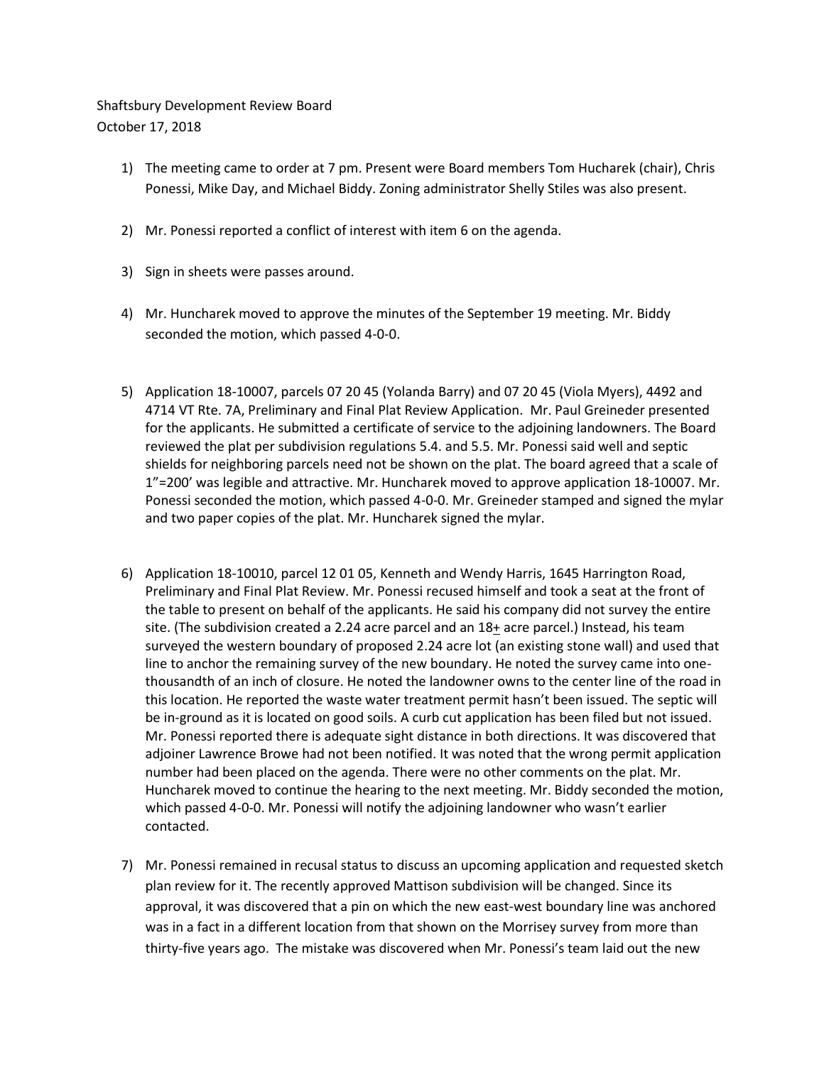Shaftsbury Development Review Board
October 17, 2018

1) The meeting came to order at 7 pm. Present were Board members Tom Hucharek (chair), Chris Ponessi, Mike Day, and Michael Biddy. Zoning administrator Shelly Stiles was also present.

2) Mr. Ponessi reported a conflict of interest with item 6 on the agenda.

3) Sign in sheets were passes around.

4) Mr. Huncharek moved to approve the minutes of the September 19 meeting. Mr. Biddy seconded the motion, which passed 4-0-0.

5) Application 18-10007, parcels 07 20 45 (Yolanda Barry) and 07 20 45 (Viola Myers), 4492 and 4714 VT Rte. 7A, Preliminary and Final Plat Review Application. Mr. Paul Greineder presented for the applicants. He submitted a certificate of service to the adjoining landowners. The Board reviewed the plat per subdivision regulations 5.4. and 5.5. Mr. Ponessi said well and septic shields for neighboring parcels need not be shown on the plat. The board agreed that a scale of 1"=200' was legible and attractive. Mr. Huncharek moved to approve application 18-10007. Mr. Ponessi seconded the motion, which passed 4-0-0. Mr. Greineder stamped and signed the mylar and two paper copies of the plat. Mr. Huncharek signed the mylar.

6) Application 18-10010, parcel 12 01 05, Kenneth and Wendy Harris, 1645 Harrington Road, Preliminary and Final Plat Review. Mr. Ponessi recused himself and took a seat at the front of the table to present on behalf of the applicants. He said his company did not survey the entire site. (The subdivision created a 2.24 acre parcel and an 18± acre parcel.) Instead, his team surveyed the western boundary of proposed 2.24 acre lot (an existing stone wall) and used that line to anchor the remaining survey of the new boundary. He noted the survey came into one-thousandth of an inch of closure. He noted the landowner owns to the center line of the road in this location. He reported the waste water treatment permit hasn't been issued. The septic will be in-ground as it is located on good soils. A curb cut application has been filed but not issued. Mr. Ponessi reported there is adequate sight distance in both directions. It was discovered that adjoiner Lawrence Browe had not been notified. It was noted that the wrong permit application number had been placed on the agenda. There were no other comments on the plat. Mr. Huncharek moved to continue the hearing to the next meeting. Mr. Biddy seconded the motion, which passed 4-0-0. Mr. Ponessi will notify the adjoining landowner who wasn't earlier contacted.

7) Mr. Ponessi remained in recusal status to discuss an upcoming application and requested sketch plan review for it. The recently approved Mattison subdivision will be changed. Since its approval, it was discovered that a pin on which the new east-west boundary line was anchored was in a fact in a different location from that shown on the Morrisey survey from more than thirty-five years ago. The mistake was discovered when Mr. Ponessi's team laid out the new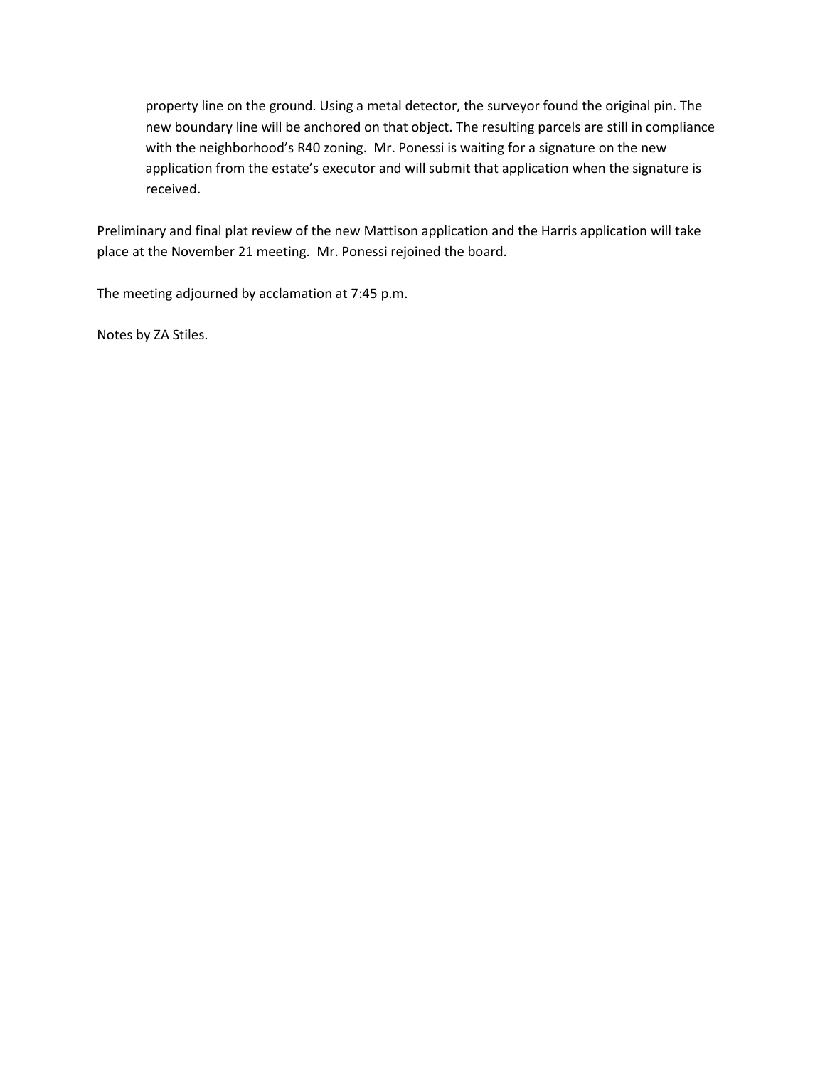property line on the ground. Using a metal detector, the surveyor found the original pin. The new boundary line will be anchored on that object. The resulting parcels are still in compliance with the neighborhood's R40 zoning. Mr. Ponessi is waiting for a signature on the new application from the estate's executor and will submit that application when the signature is received.

Preliminary and final plat review of the new Mattison application and the Harris application will take place at the November 21 meeting. Mr. Ponessi rejoined the board.

The meeting adjourned by acclamation at 7:45 p.m.

Notes by ZA Stiles.